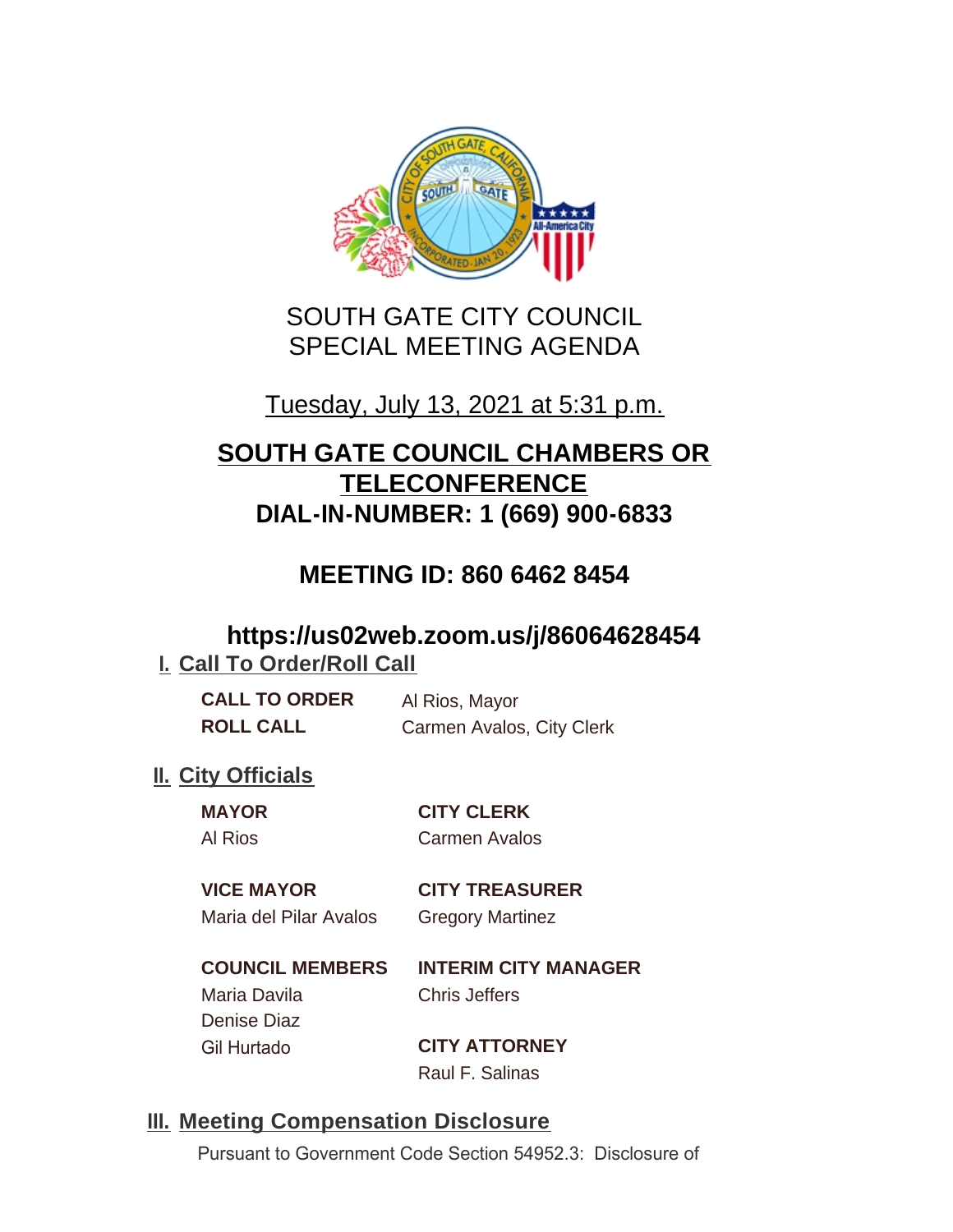# SOUTH GATE CITY COUNCIL
# SPECIAL MEETING AGENDA

Tuesday, July 13, 2021 at 5:31 p.m.

## SOUTH GATE COUNCIL CHAMBERS OR TELECONFERENCE

## DIAL-IN-NUMBER: 1 (669) 900-6833

## MEETING ID: 860 6462 8454

## https://us02web.zoom.us/j/86064628454

## I. Call To Order/Roll Call

**CALL TO ORDER** Al Rios, Mayor

**ROLL CALL** Carmen Avalos, City Clerk

## II. City Officials

**MAYOR**
Al Rios

**VICE MAYOR**
Maria del Pilar Avalos

**COUNCIL MEMBERS**
Maria Davila
Denise Diaz
Gil Hurtado

**CITY CLERK**
Carmen Avalos

**CITY TREASURER**
Gregory Martinez

**INTERIM CITY MANAGER**
Chris Jeffers

**CITY ATTORNEY**
Raul F. Salinas

## III. Meeting Compensation Disclosure

Pursuant to Government Code Section 54952.3: Disclosure of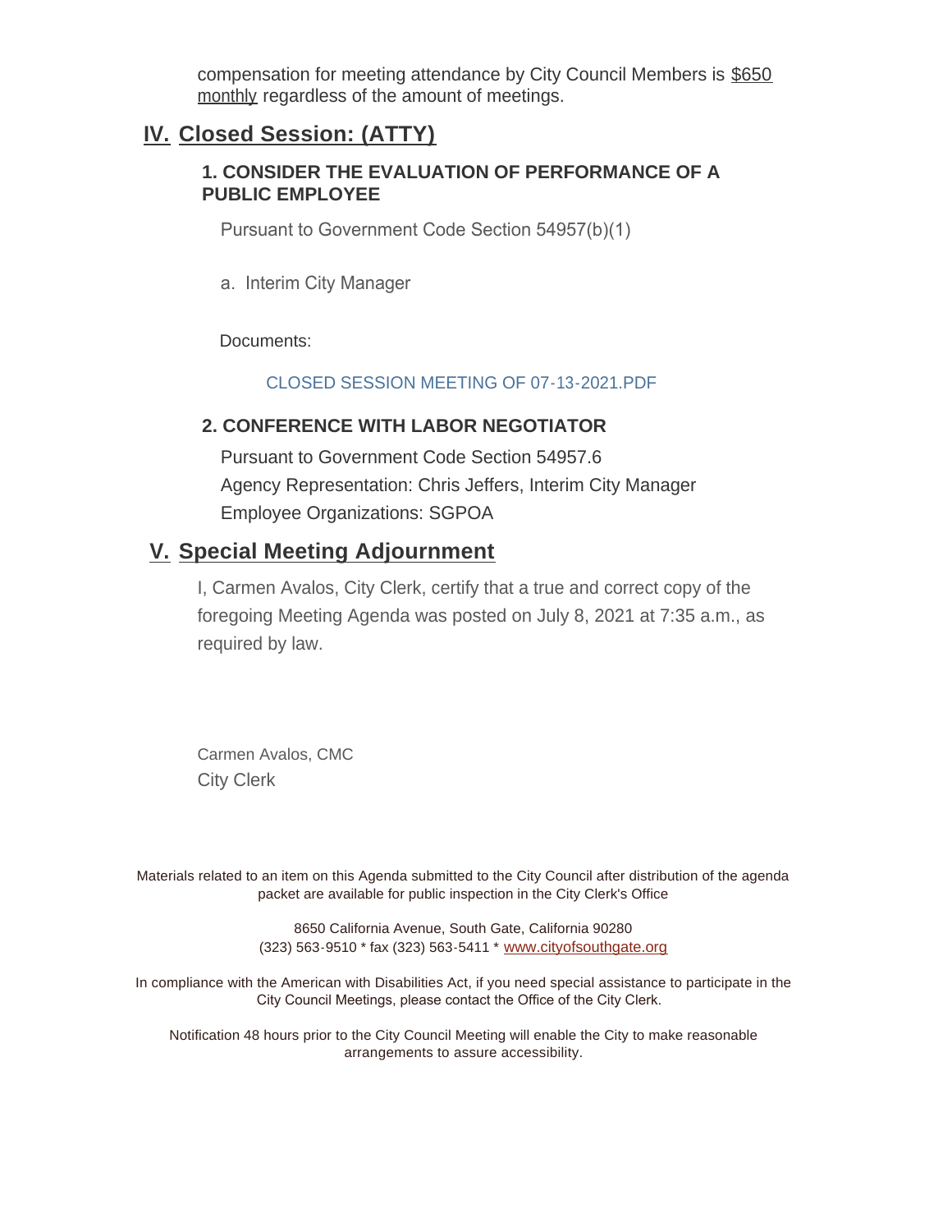compensation for meeting attendance by City Council Members is $650 monthly regardless of the amount of meetings.

## IV. Closed Session: (ATTY)

### 1. CONSIDER THE EVALUATION OF PERFORMANCE OF A PUBLIC EMPLOYEE

Pursuant to Government Code Section 54957(b)(1)

a. Interim City Manager

Documents:

CLOSED SESSION MEETING OF 07-13-2021.PDF

### 2. CONFERENCE WITH LABOR NEGOTIATOR

Pursuant to Government Code Section 54957.6
Agency Representation: Chris Jeffers, Interim City Manager
Employee Organizations: SGPOA

## V. Special Meeting Adjournment

I, Carmen Avalos, City Clerk, certify that a true and correct copy of the foregoing Meeting Agenda was posted on July 8, 2021 at 7:35 a.m., as required by law.

Carmen Avalos, CMC
City Clerk

Materials related to an item on this Agenda submitted to the City Council after distribution of the agenda packet are available for public inspection in the City Clerk's Office

8650 California Avenue, South Gate, California 90280
(323) 563-9510 * fax (323) 563-5411 * www.cityofsouthgate.org

In compliance with the American with Disabilities Act, if you need special assistance to participate in the City Council Meetings, please contact the Office of the City Clerk.

Notification 48 hours prior to the City Council Meeting will enable the City to make reasonable arrangements to assure accessibility.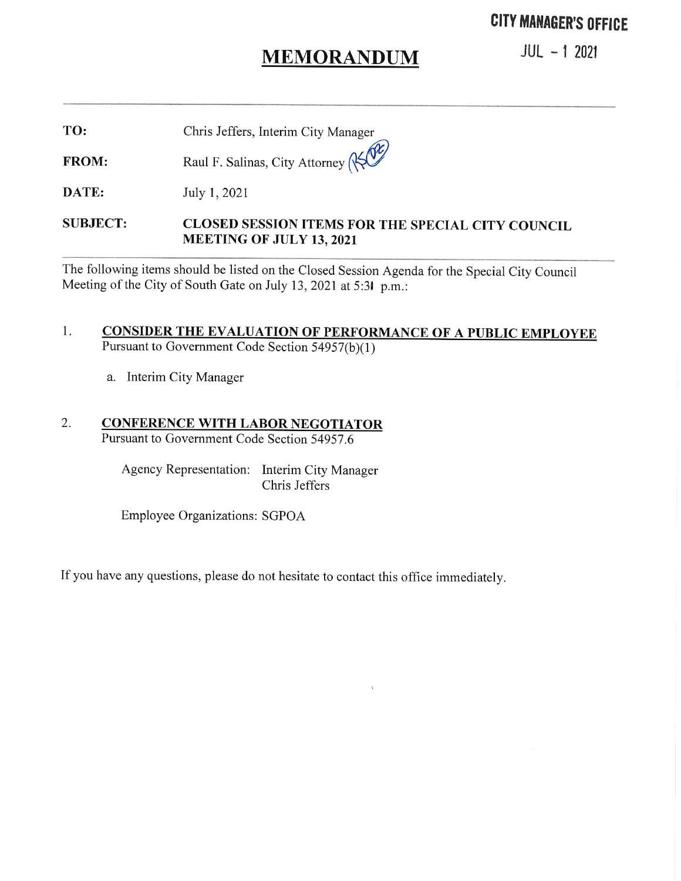**CITY MANAGER'S OFFICE**

JUL - 1 2021

# MEMORANDUM

| | |
|---|---|
| **TO:** | Chris Jeffers, Interim City Manager |
| **FROM:** | Raul F. Salinas, City Attorney |
| **DATE:** | July 1, 2021 |
| **SUBJECT:** | **CLOSED SESSION ITEMS FOR THE SPECIAL CITY COUNCIL MEETING OF JULY 13, 2021** |

The following items should be listed on the Closed Session Agenda for the Special City Council Meeting of the City of South Gate on July 13, 2021 at 5:31 p.m.:

1. **CONSIDER THE EVALUATION OF PERFORMANCE OF A PUBLIC EMPLOYEE**
   Pursuant to Government Code Section 54957(b)(1)

   a. Interim City Manager

2. **CONFERENCE WITH LABOR NEGOTIATOR**
   Pursuant to Government Code Section 54957.6

   Agency Representation: Interim City Manager
   Chris Jeffers

   Employee Organizations: SGPOA

If you have any questions, please do not hesitate to contact this office immediately.